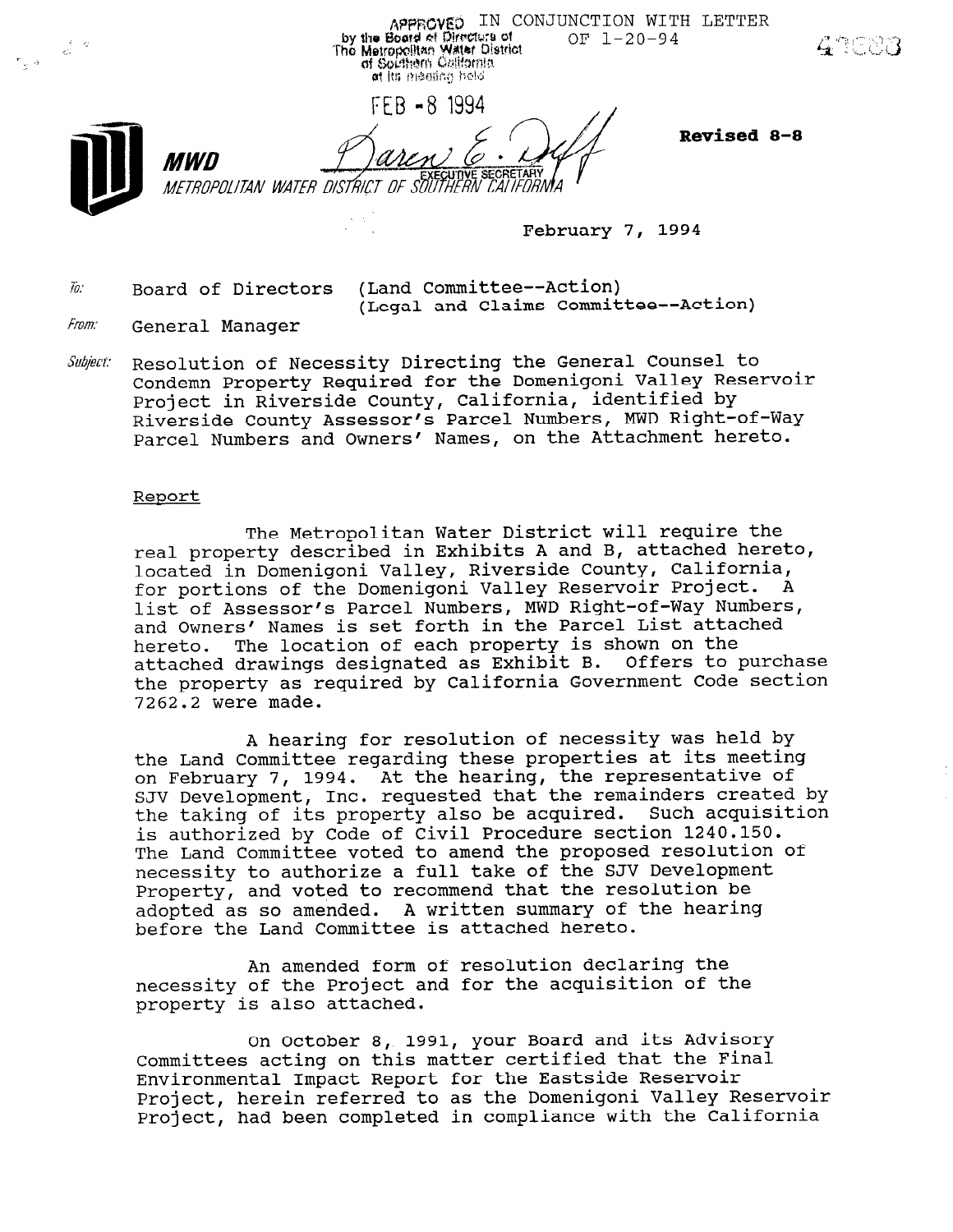APPROVED IN CONJUNCTION WITH LETTER OF 1-20-94
by the Board of Directors of The Metropolitan Water District of Southern California at its meeting held

FEB - 8 1994

Karen E. Duff
EXECUTIVE SECRETARY

**Revised 8-8**

*MWD*
*METROPOLITAN WATER DISTRICT OF SOUTHERN CALIFORNIA*

February 7, 1994

*To:* Board of Directors (Land Committee--Action)
(Legal and Claims Committee--Action)

*From:* General Manager

*Subject:* Resolution of Necessity Directing the General Counsel to Condemn Property Required for the Domenigoni Valley Reservoir Project in Riverside County, California, identified by Riverside County Assessor's Parcel Numbers, MWD Right-of-Way Parcel Numbers and Owners' Names, on the Attachment hereto.

Report

The Metropolitan Water District will require the real property described in Exhibits A and B, attached hereto, located in Domenigoni Valley, Riverside County, California, for portions of the Domenigoni Valley Reservoir Project. A list of Assessor's Parcel Numbers, MWD Right-of-Way Numbers, and Owners' Names is set forth in the Parcel List attached hereto. The location of each property is shown on the attached drawings designated as Exhibit B. Offers to purchase the property as required by California Government Code section 7262.2 were made.

A hearing for resolution of necessity was held by the Land Committee regarding these properties at its meeting on February 7, 1994. At the hearing, the representative of SJV Development, Inc. requested that the remainders created by the taking of its property also be acquired. Such acquisition is authorized by Code of Civil Procedure section 1240.150. The Land Committee voted to amend the proposed resolution of necessity to authorize a full take of the SJV Development Property, and voted to recommend that the resolution be adopted as so amended. A written summary of the hearing before the Land Committee is attached hereto.

An amended form of resolution declaring the necessity of the Project and for the acquisition of the property is also attached.

On October 8, 1991, your Board and its Advisory Committees acting on this matter certified that the Final Environmental Impact Report for the Eastside Reservoir Project, herein referred to as the Domenigoni Valley Reservoir Project, had been completed in compliance with the California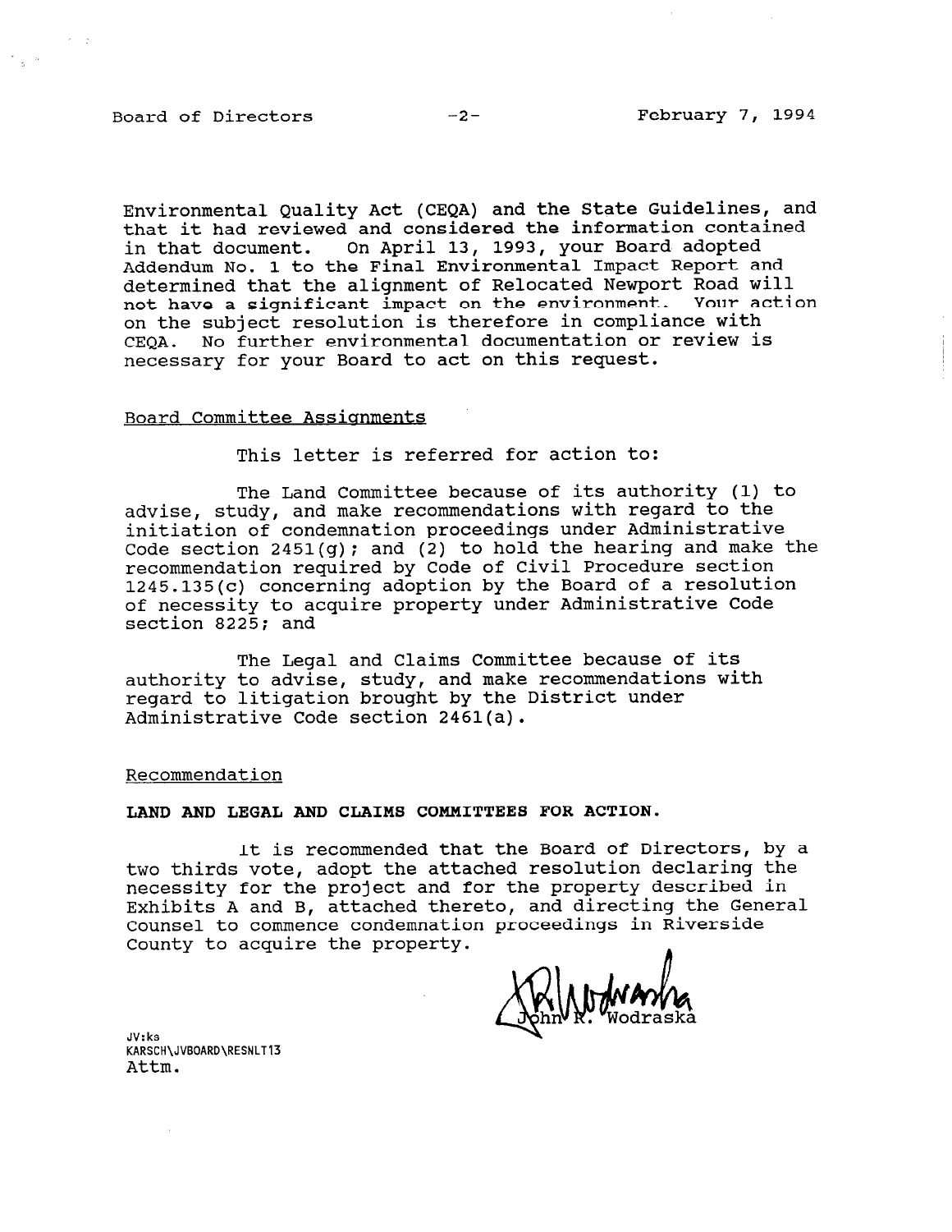Environmental Quality Act (CEQA) and the State Guidelines, and that it had reviewed and considered the information contained in that document. On April 13, 1993, your Board adopted Addendum No. 1 to the Final Environmental Impact Report and determined that the alignment of Relocated Newport Road will not have a significant impact on the environment. Your action on the subject resolution is therefore in compliance with CEQA. No further environmental documentation or review is necessary for your Board to act on this request.

Board Committee Assignments

This letter is referred for action to:

The Land Committee because of its authority (1) to advise, study, and make recommendations with regard to the initiation of condemnation proceedings under Administrative Code section 2451(g); and (2) to hold the hearing and make the recommendation required by Code of Civil Procedure section 1245.135(c) concerning adoption by the Board of a resolution of necessity to acquire property under Administrative Code section 8225; and

The Legal and Claims Committee because of its authority to advise, study, and make recommendations with regard to litigation brought by the District under Administrative Code section 2461(a).

Recommendation

**LAND AND LEGAL AND CLAIMS COMMITTEES FOR ACTION.**

It is recommended that the Board of Directors, by a two thirds vote, adopt the attached resolution declaring the necessity for the project and for the property described in Exhibits A and B, attached thereto, and directing the General Counsel to commence condemnation proceedings in Riverside County to acquire the property.

John R. Wodraska

JV:ks
KARSCH\JVBOARD\RESNLT13
Attm.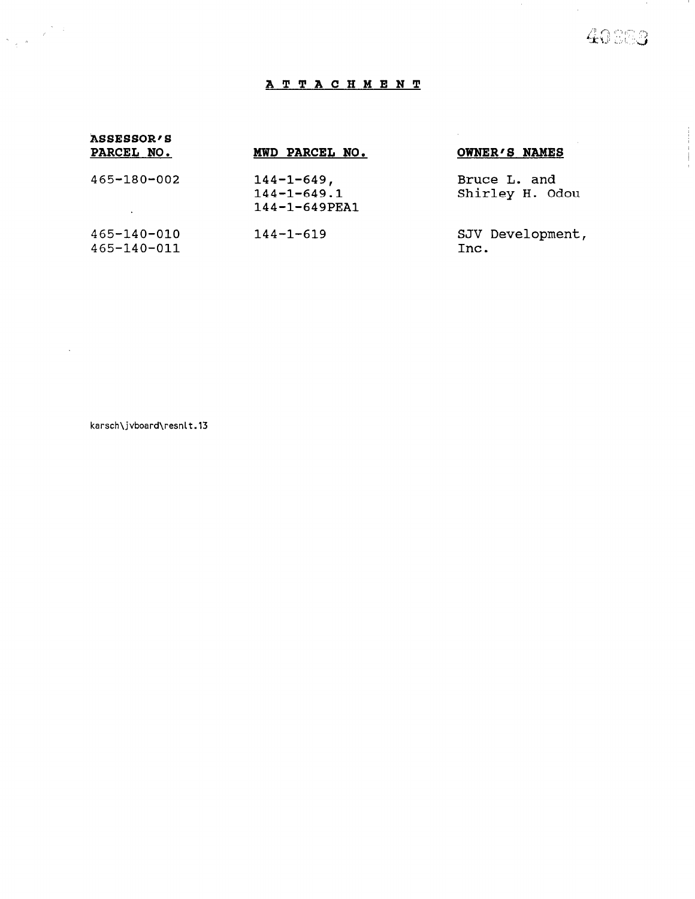# ATTACHMENT

| ASSESSOR'S PARCEL NO. | MWD PARCEL NO. | OWNER'S NAMES |
|---|---|---|
| 465-180-002 | 144-1-649, 144-1-649.1 144-1-649PEA1 | Bruce L. and Shirley H. Odou |
| 465-140-010 465-140-011 | 144-1-619 | SJV Development, Inc. |

karsch\jvboard\resnlt.13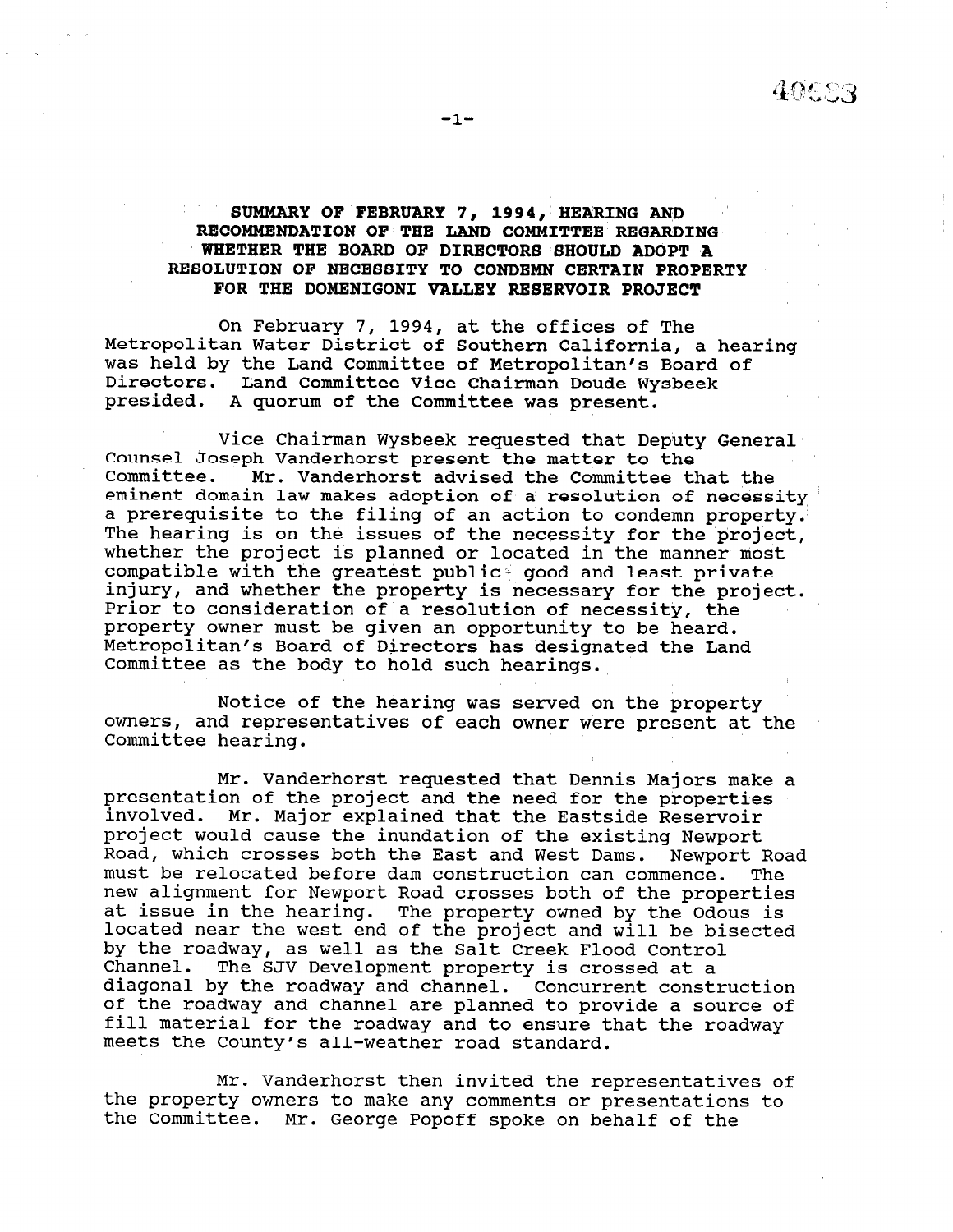**SUMMARY OF FEBRUARY 7, 1994, HEARING AND RECOMMENDATION OF THE LAND COMMITTEE REGARDING WHETHER THE BOARD OF DIRECTORS SHOULD ADOPT A RESOLUTION OF NECESSITY TO CONDEMN CERTAIN PROPERTY FOR THE DOMENIGONI VALLEY RESERVOIR PROJECT**

On February 7, 1994, at the offices of The Metropolitan Water District of Southern California, a hearing was held by the Land Committee of Metropolitan's Board of Directors. Land Committee Vice Chairman Doude Wysbeek presided. A quorum of the Committee was present.

Vice Chairman Wysbeek requested that Deputy General Counsel Joseph Vanderhorst present the matter to the Committee. Mr. Vanderhorst advised the Committee that the eminent domain law makes adoption of a resolution of necessity a prerequisite to the filing of an action to condemn property. The hearing is on the issues of the necessity for the project, whether the project is planned or located in the manner most compatible with the greatest public good and least private injury, and whether the property is necessary for the project. Prior to consideration of a resolution of necessity, the property owner must be given an opportunity to be heard. Metropolitan's Board of Directors has designated the Land Committee as the body to hold such hearings.

Notice of the hearing was served on the property owners, and representatives of each owner were present at the Committee hearing.

Mr. Vanderhorst requested that Dennis Majors make a presentation of the project and the need for the properties involved. Mr. Major explained that the Eastside Reservoir project would cause the inundation of the existing Newport Road, which crosses both the East and West Dams. Newport Road must be relocated before dam construction can commence. The new alignment for Newport Road crosses both of the properties at issue in the hearing. The property owned by the Odous is located near the west end of the project and will be bisected by the roadway, as well as the Salt Creek Flood Control Channel. The SJV Development property is crossed at a diagonal by the roadway and channel. Concurrent construction of the roadway and channel are planned to provide a source of fill material for the roadway and to ensure that the roadway meets the County's all-weather road standard.

Mr. Vanderhorst then invited the representatives of the property owners to make any comments or presentations to the Committee. Mr. George Popoff spoke on behalf of the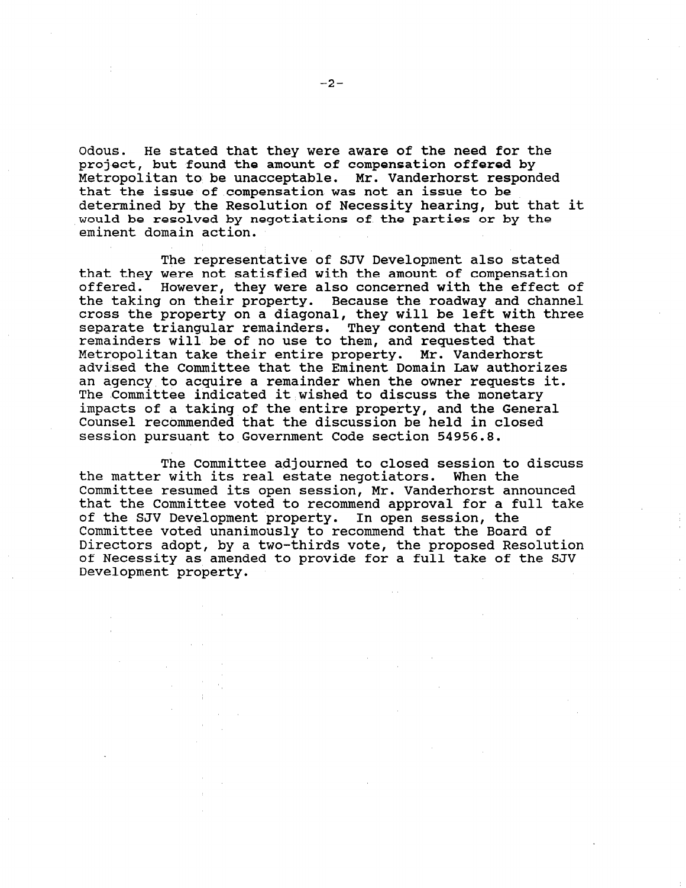Odous. He stated that they were aware of the need for the project, but found the amount of compensation offered by Metropolitan to be unacceptable. Mr. Vanderhorst responded that the issue of compensation was not an issue to be determined by the Resolution of Necessity hearing, but that it would be resolved by negotiations of the parties or by the eminent domain action.

The representative of SJV Development also stated that they were not satisfied with the amount of compensation offered. However, they were also concerned with the effect of the taking on their property. Because the roadway and channel cross the property on a diagonal, they will be left with three separate triangular remainders. They contend that these remainders will be of no use to them, and requested that Metropolitan take their entire property. Mr. Vanderhorst advised the Committee that the Eminent Domain Law authorizes an agency to acquire a remainder when the owner requests it. The Committee indicated it wished to discuss the monetary impacts of a taking of the entire property, and the General Counsel recommended that the discussion be held in closed session pursuant to Government Code section 54956.8.

The Committee adjourned to closed session to discuss the matter with its real estate negotiators. When the Committee resumed its open session, Mr. Vanderhorst announced that the Committee voted to recommend approval for a full take of the SJV Development property. In open session, the Committee voted unanimously to recommend that the Board of Directors adopt, by a two-thirds vote, the proposed Resolution of Necessity as amended to provide for a full take of the SJV Development property.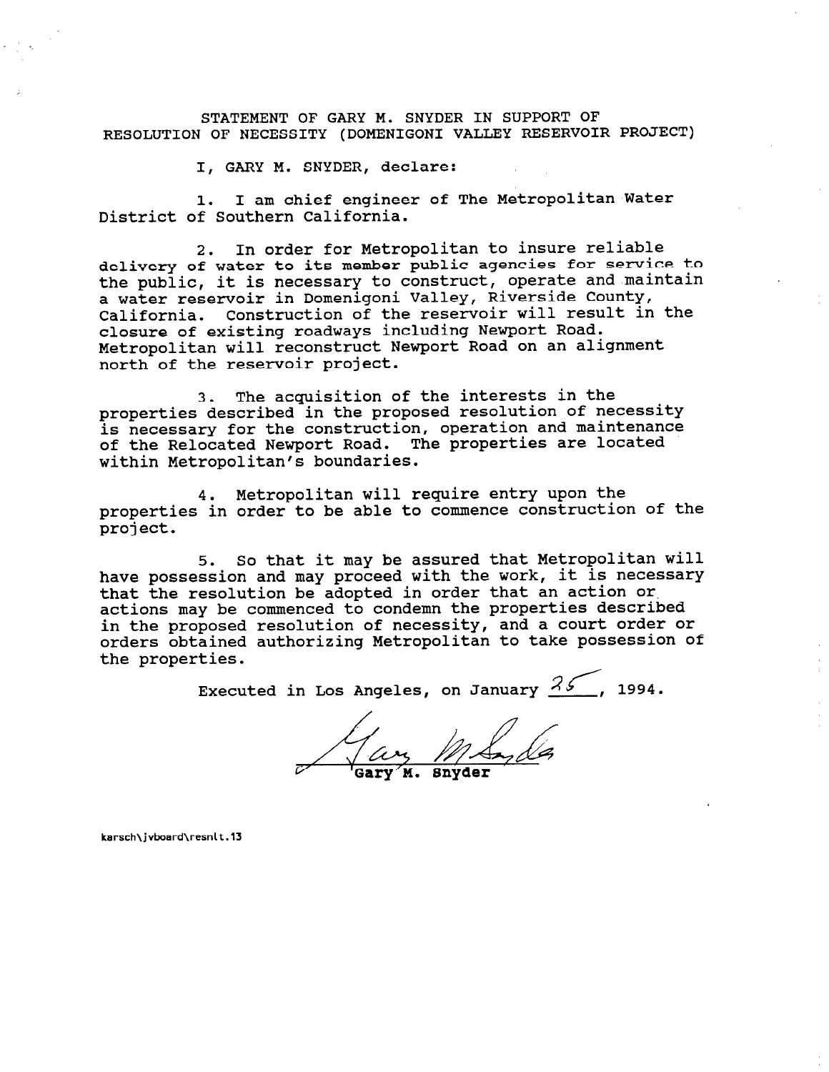STATEMENT OF GARY M. SNYDER IN SUPPORT OF RESOLUTION OF NECESSITY (DOMENIGONI VALLEY RESERVOIR PROJECT)

I, GARY M. SNYDER, declare:

1. I am chief engineer of The Metropolitan Water District of Southern California.

2. In order for Metropolitan to insure reliable delivery of water to its member public agencies for service to the public, it is necessary to construct, operate and maintain a water reservoir in Domenigoni Valley, Riverside County, California. Construction of the reservoir will result in the closure of existing roadways including Newport Road. Metropolitan will reconstruct Newport Road on an alignment north of the reservoir project.

3. The acquisition of the interests in the properties described in the proposed resolution of necessity is necessary for the construction, operation and maintenance of the Relocated Newport Road. The properties are located within Metropolitan's boundaries.

4. Metropolitan will require entry upon the properties in order to be able to commence construction of the project.

5. So that it may be assured that Metropolitan will have possession and may proceed with the work, it is necessary that the resolution be adopted in order that an action or actions may be commenced to condemn the properties described in the proposed resolution of necessity, and a court order or orders obtained authorizing Metropolitan to take possession of the properties.

Executed in Los Angeles, on January 25, 1994.

Gary M. Snyder

karsch\jvboard\resnlt.13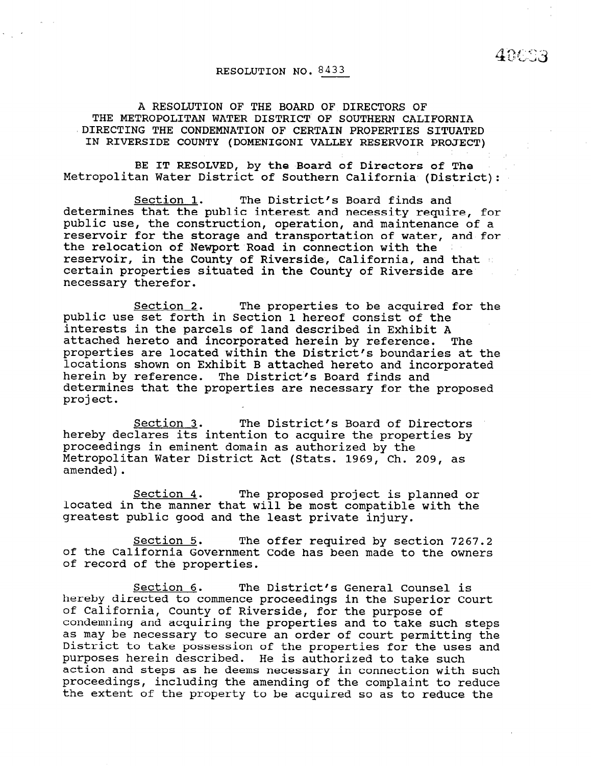RESOLUTION NO. 8433

A RESOLUTION OF THE BOARD OF DIRECTORS OF THE METROPOLITAN WATER DISTRICT OF SOUTHERN CALIFORNIA DIRECTING THE CONDEMNATION OF CERTAIN PROPERTIES SITUATED IN RIVERSIDE COUNTY (DOMENIGONI VALLEY RESERVOIR PROJECT)

BE IT RESOLVED, by the Board of Directors of The Metropolitan Water District of Southern California (District):

Section 1. The District's Board finds and determines that the public interest and necessity require, for public use, the construction, operation, and maintenance of a reservoir for the storage and transportation of water, and for the relocation of Newport Road in connection with the reservoir, in the County of Riverside, California, and that certain properties situated in the County of Riverside are necessary therefor.

Section 2. The properties to be acquired for the public use set forth in Section 1 hereof consist of the interests in the parcels of land described in Exhibit A attached hereto and incorporated herein by reference. The properties are located within the District's boundaries at the locations shown on Exhibit B attached hereto and incorporated herein by reference. The District's Board finds and determines that the properties are necessary for the proposed project.

Section 3. The District's Board of Directors hereby declares its intention to acquire the properties by proceedings in eminent domain as authorized by the Metropolitan Water District Act (Stats. 1969, Ch. 209, as amended).

Section 4. The proposed project is planned or located in the manner that will be most compatible with the greatest public good and the least private injury.

Section 5. The offer required by section 7267.2 of the California Government Code has been made to the owners of record of the properties.

Section 6. The District's General Counsel is hereby directed to commence proceedings in the Superior Court of California, County of Riverside, for the purpose of condemning and acquiring the properties and to take such steps as may be necessary to secure an order of court permitting the District to take possession of the properties for the uses and purposes herein described. He is authorized to take such action and steps as he deems necessary in connection with such proceedings, including the amending of the complaint to reduce the extent of the property to be acquired so as to reduce the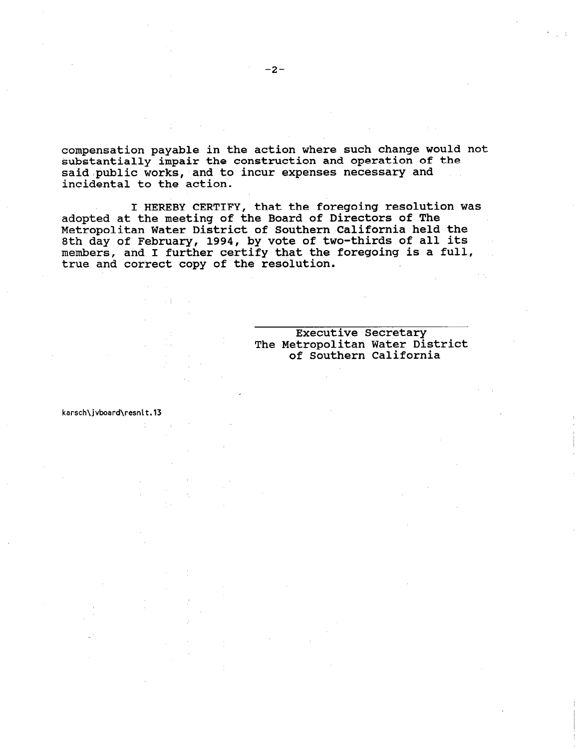compensation payable in the action where such change would not substantially impair the construction and operation of the said public works, and to incur expenses necessary and incidental to the action.

I HEREBY CERTIFY, that the foregoing resolution was adopted at the meeting of the Board of Directors of The Metropolitan Water District of Southern California held the 8th day of February, 1994, by vote of two-thirds of all its members, and I further certify that the foregoing is a full, true and correct copy of the resolution.

Executive Secretary
The Metropolitan Water District
of Southern California

karsch\jvboard\resnlt.13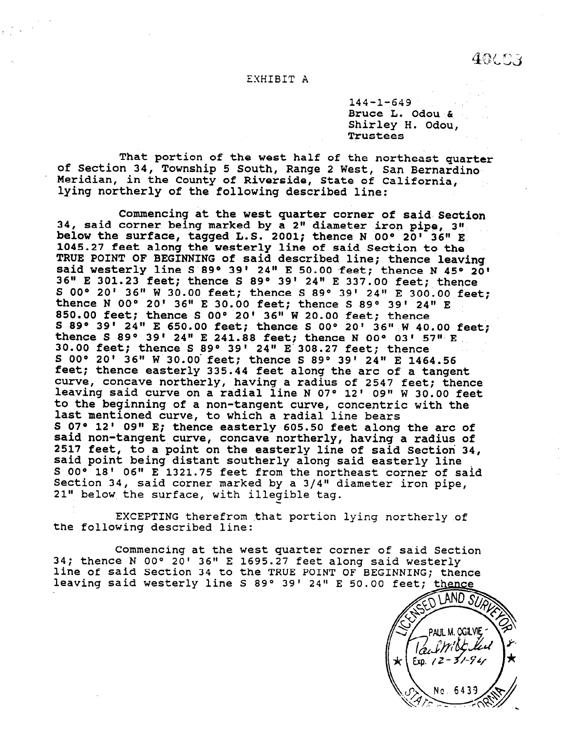EXHIBIT A

144-1-649
Bruce L. Odou &
Shirley H. Odou,
Trustees

That portion of the west half of the northeast quarter of Section 34, Township 5 South, Range 2 West, San Bernardino Meridian, in the County of Riverside, State of California, lying northerly of the following described line:

Commencing at the west quarter corner of said Section 34, said corner being marked by a 2" diameter iron pipe, 3" below the surface, tagged L.S. 2001; thence N 00° 20' 36" E 1045.27 feet along the westerly line of said Section to the TRUE POINT OF BEGINNING of said described line; thence leaving said westerly line S 89° 39' 24" E 50.00 feet; thence N 45° 20' 36" E 301.23 feet; thence S 89° 39' 24" E 337.00 feet; thence S 00° 20' 36" W 30.00 feet; thence S 89° 39' 24" E 300.00 feet; thence N 00° 20' 36" E 30.00 feet; thence S 89° 39' 24" E 850.00 feet; thence S 00° 20' 36" W 20.00 feet; thence S 89° 39' 24" E 650.00 feet; thence S 00° 20' 36" W 40.00 feet; thence S 89° 39' 24" E 241.88 feet; thence N 00° 03' 57" E 30.00 feet; thence S 89° 39' 24" E 308.27 feet; thence S 00° 20' 36" W 30.00 feet; thence S 89° 39' 24" E 1464.56 feet; thence easterly 335.44 feet along the arc of a tangent curve, concave northerly, having a radius of 2547 feet; thence leaving said curve on a radial line N 07° 12' 09" W 30.00 feet to the beginning of a non-tangent curve, concentric with the last mentioned curve, to which a radial line bears S 07° 12' 09" E; thence easterly 605.50 feet along the arc of said non-tangent curve, concave northerly, having a radius of 2517 feet, to a point on the easterly line of said Section 34, said point being distant southerly along said easterly line S 00° 18' 06" E 1321.75 feet from the northeast corner of said Section 34, said corner marked by a 3/4" diameter iron pipe, 21" below the surface, with illegible tag.

EXCEPTING therefrom that portion lying northerly of the following described line:

Commencing at the west quarter corner of said Section 34; thence N 00° 20' 36" E 1695.27 feet along said westerly line of said Section 34 to the TRUE POINT OF BEGINNING; thence leaving said westerly line S 89° 39' 24" E 50.00 feet; thence

LICENSED LAND SURVEYOR
PAUL M. OGILVIE
Exp. 12-31-94
No. 6439
STATE OF CALIFORNIA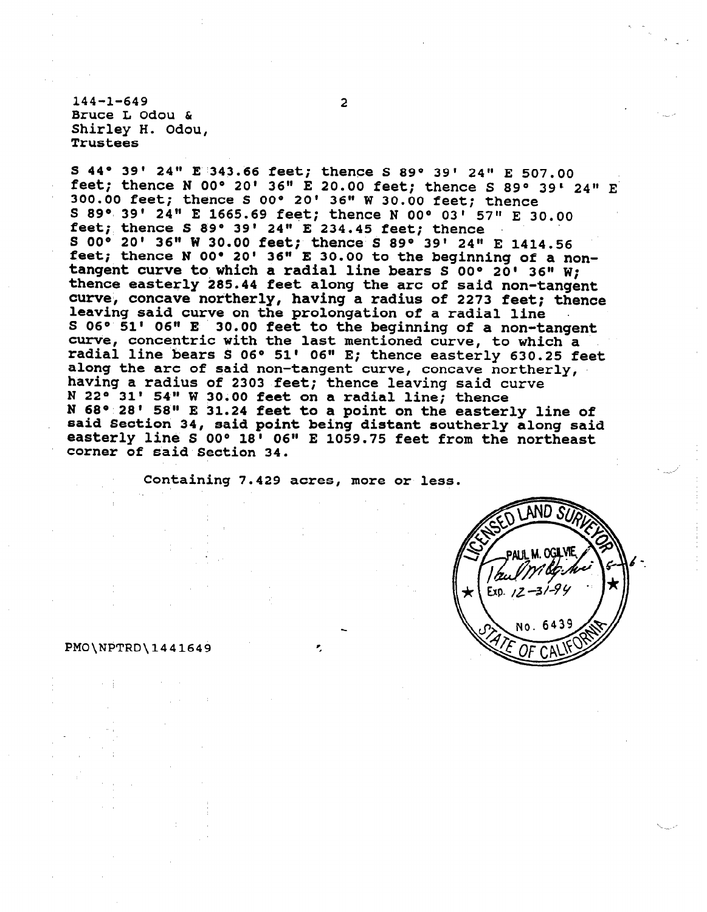144-1-649
Bruce L Odou &
Shirley H. Odou,
Trustees

S 44° 39' 24" E 343.66 feet; thence S 89° 39' 24" E 507.00 feet; thence N 00° 20' 36" E 20.00 feet; thence S 89° 39' 24" E 300.00 feet; thence S 00° 20' 36" W 30.00 feet; thence S 89° 39' 24" E 1665.69 feet; thence N 00° 03' 57" E 30.00 feet; thence S 89° 39' 24" E 234.45 feet; thence S 00° 20' 36" W 30.00 feet; thence S 89° 39' 24" E 1414.56 feet; thence N 00° 20' 36" E 30.00 to the beginning of a non-tangent curve to which a radial line bears S 00° 20' 36" W; thence easterly 285.44 feet along the arc of said non-tangent curve, concave northerly, having a radius of 2273 feet; thence leaving said curve on the prolongation of a radial line S 06° 51' 06" E 30.00 feet to the beginning of a non-tangent curve, concentric with the last mentioned curve, to which a radial line bears S 06° 51' 06" E; thence easterly 630.25 feet along the arc of said non-tangent curve, concave northerly, having a radius of 2303 feet; thence leaving said curve N 22° 31' 54" W 30.00 feet on a radial line; thence N 68° 28' 58" E 31.24 feet to a point on the easterly line of said Section 34, said point being distant southerly along said easterly line S 00° 18' 06" E 1059.75 feet from the northeast corner of said Section 34.

Containing 7.429 acres, more or less.

LICENSED LAND SURVEYOR
PAUL M. OGILVIE
Exp. 12-31-94
No. 6439
STATE OF CALIFORNIA

PMO\NPTRD\1441649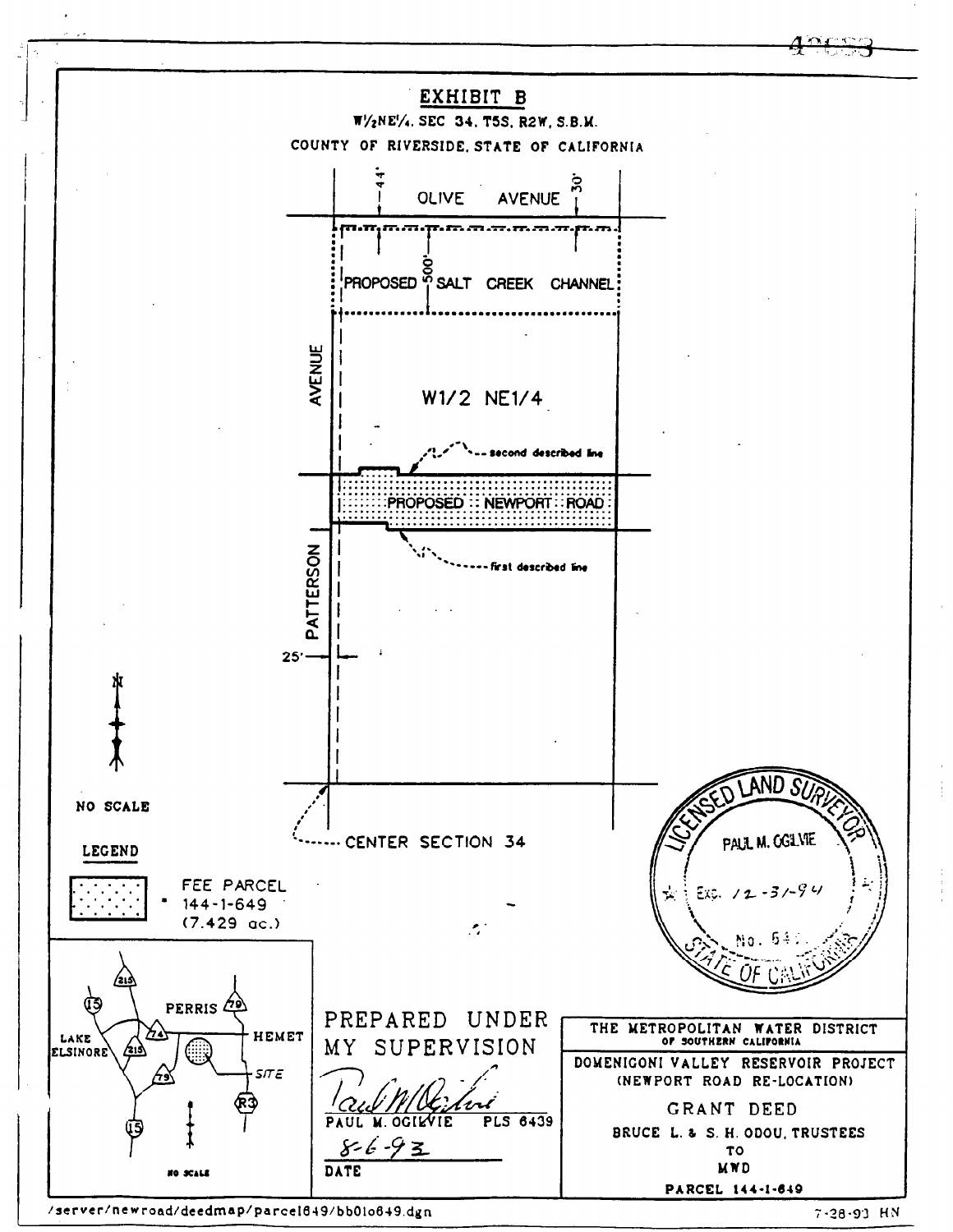# EXHIBIT B

W½NE¼, SEC 34, T5S, R2W, S.B.M.

COUNTY OF RIVERSIDE, STATE OF CALIFORNIA

OLIVE AVENUE

44'

30'

500'

PROPOSED SALT CREEK CHANNEL

PATTERSON AVENUE

W1/2 NE1/4

second described line

PROPOSED NEWPORT ROAD

first described line

25'

CENTER SECTION 34

NO SCALE

**LEGEND**

FEE PARCEL 144-1-649 (7.429 ac.)

PERRIS

LAKE ELSINORE

HEMET

SITE

NO SCALE

LICENSED LAND SURVEYOR
PAUL M. OGILVIE
Exp. 12-31-94
No. 64
STATE OF CALIFORNIA

PREPARED UNDER MY SUPERVISION

PAUL M. OGILVIE PLS 6439

8-6-93

DATE

THE METROPOLITAN WATER DISTRICT OF SOUTHERN CALIFORNIA

DOMENIGONI VALLEY RESERVOIR PROJECT (NEWPORT ROAD RE-LOCATION)

GRANT DEED

BRUCE L. & S. H. ODOU, TRUSTEES

TO

MWD

PARCEL 144-1-649

/server/newroad/deedmap/parcel649/bb01o649.dgn

7-28-93 HN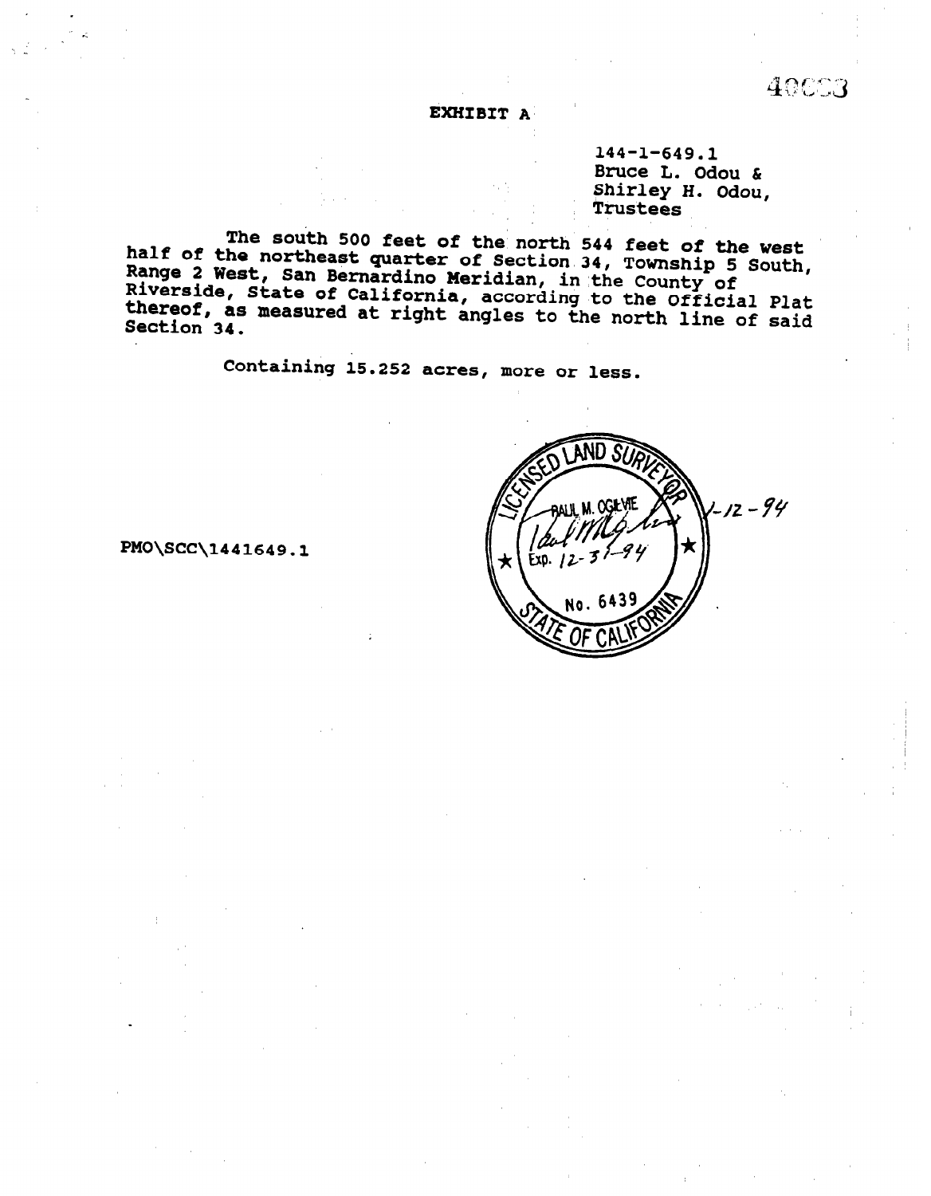# EXHIBIT A

144-1-649.1
Bruce L. Odou &
Shirley H. Odou,
Trustees

The south 500 feet of the north 544 feet of the west half of the northeast quarter of Section 34, Township 5 South, Range 2 West, San Bernardino Meridian, in the County of Riverside, State of California, according to the Official Plat thereof, as measured at right angles to the north line of said Section 34.

Containing 15.252 acres, more or less.

PMO\SCC\1441649.1

LICENSED LAND SURVEYOR
PAUL M. OGILVIE
Exp. 12-31-94
No. 6439
STATE OF CALIFORNIA

1-12-94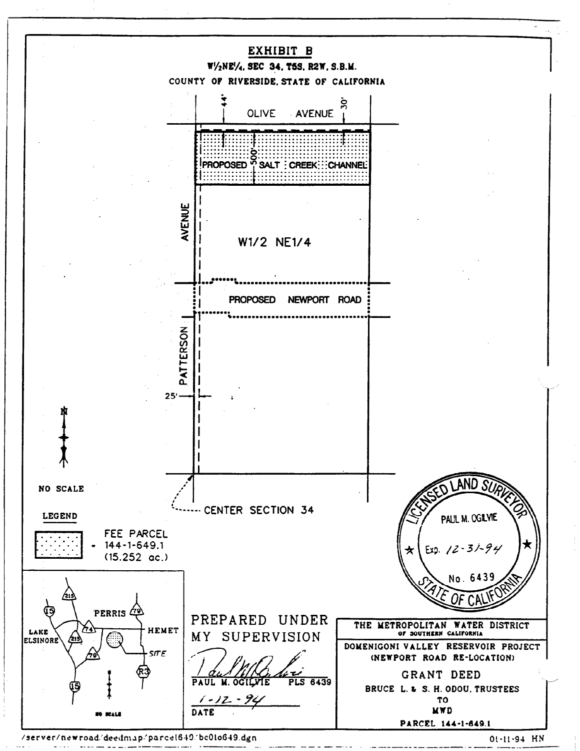# EXHIBIT B

**W½NE¼, SEC 34, T5S, R2W, S.B.M.**

COUNTY OF RIVERSIDE, STATE OF CALIFORNIA

44'

OLIVE AVENUE

30'

500'

PROPOSED SALT CREEK CHANNEL

W1/2 NE1/4

PATTERSON AVENUE

PROPOSED NEWPORT ROAD

25'

CENTER SECTION 34

N

NO SCALE

LEGEND

FEE PARCEL 144-1-649.1 (15.252 ac.)

LAKE ELSINORE, PERRIS, HEMET, SITE, 15, 215, 74, 79, R3

NO SCALE

LICENSED LAND SURVEYOR
PAUL M. OGILVIE
Exp. 12-31-94
No. 6439
STATE OF CALIFORNIA

PREPARED UNDER MY SUPERVISION

PAUL M. OGILVIE PLS 6439

1-12-94

DATE

**THE METROPOLITAN WATER DISTRICT OF SOUTHERN CALIFORNIA**

**DOMENIGONI VALLEY RESERVOIR PROJECT (NEWPORT ROAD RE-LOCATION)**

**GRANT DEED**

**BRUCE L. & S. H. ODOU, TRUSTEES TO MWD**

**PARCEL 144-1-649.1**

/server/newroad/deedmap/parcel649/bc0lo649.dgn

01-11-94 HN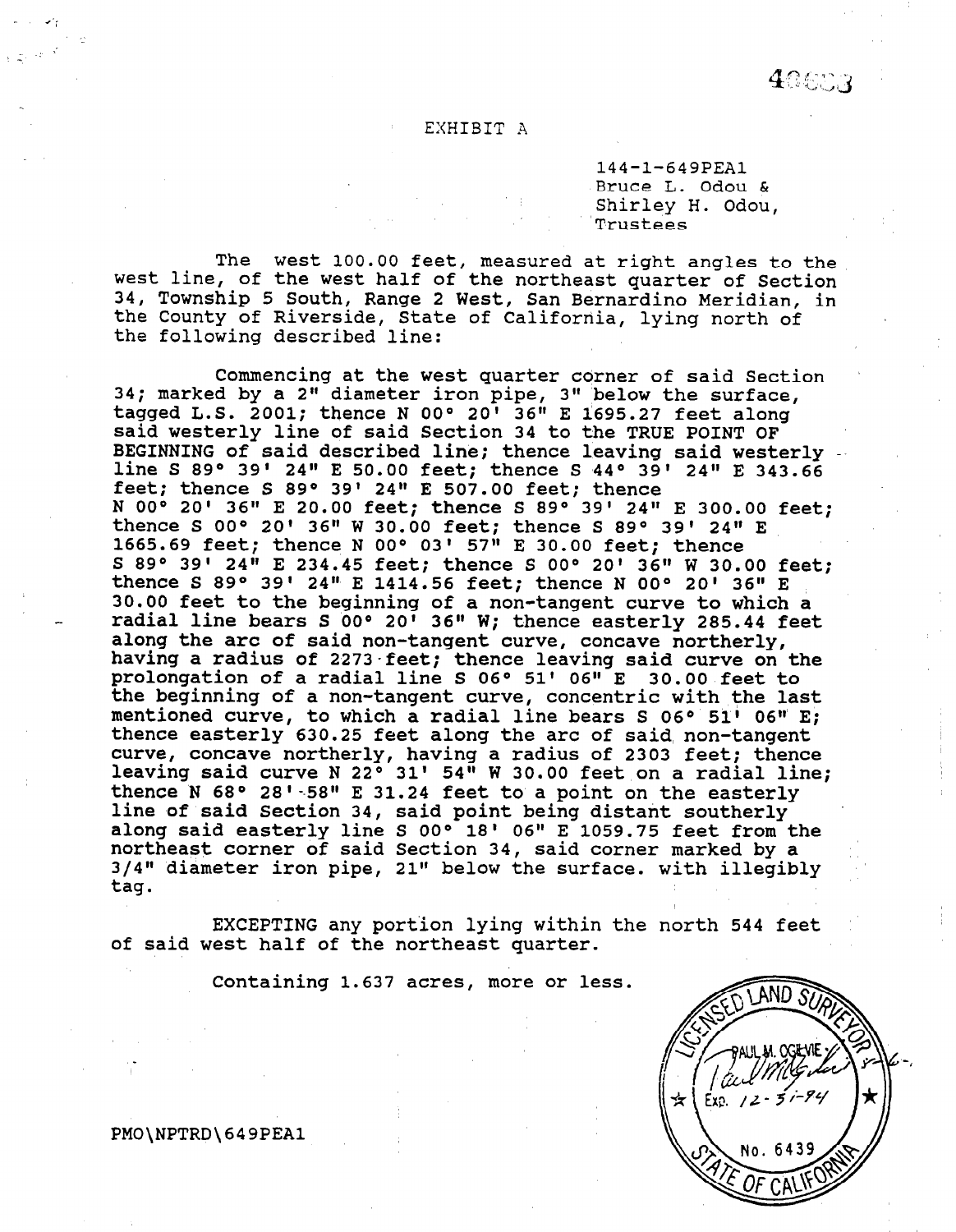# EXHIBIT A

144-1-649PEA1
Bruce L. Odou &
Shirley H. Odou,
Trustees

The west 100.00 feet, measured at right angles to the west line, of the west half of the northeast quarter of Section 34, Township 5 South, Range 2 West, San Bernardino Meridian, in the County of Riverside, State of California, lying north of the following described line:

Commencing at the west quarter corner of said Section 34; marked by a 2" diameter iron pipe, 3" below the surface, tagged L.S. 2001; thence N 00° 20' 36" E 1695.27 feet along said westerly line of said Section 34 to the TRUE POINT OF BEGINNING of said described line; thence leaving said westerly line S 89° 39' 24" E 50.00 feet; thence S 44° 39' 24" E 343.66 feet; thence S 89° 39' 24" E 507.00 feet; thence N 00° 20' 36" E 20.00 feet; thence S 89° 39' 24" E 300.00 feet; thence S 00° 20' 36" W 30.00 feet; thence S 89° 39' 24" E 1665.69 feet; thence N 00° 03' 57" E 30.00 feet; thence S 89° 39' 24" E 234.45 feet; thence S 00° 20' 36" W 30.00 feet; thence S 89° 39' 24" E 1414.56 feet; thence N 00° 20' 36" E 30.00 feet to the beginning of a non-tangent curve to which a radial line bears S 00° 20' 36" W; thence easterly 285.44 feet along the arc of said non-tangent curve, concave northerly, having a radius of 2273 feet; thence leaving said curve on the prolongation of a radial line S 06° 51' 06" E 30.00 feet to the beginning of a non-tangent curve, concentric with the last mentioned curve, to which a radial line bears S 06° 51' 06" E; thence easterly 630.25 feet along the arc of said non-tangent curve, concave northerly, having a radius of 2303 feet; thence leaving said curve N 22° 31' 54" W 30.00 feet on a radial line; thence N 68° 28' 58" E 31.24 feet to a point on the easterly line of said Section 34, said point being distant southerly along said easterly line S 00° 18' 06" E 1059.75 feet from the northeast corner of said Section 34, said corner marked by a 3/4" diameter iron pipe, 21" below the surface. with illegibly tag.

EXCEPTING any portion lying within the north 544 feet of said west half of the northeast quarter.

Containing 1.637 acres, more or less.

LICENSED LAND SURVEYOR
PAUL M. OGILVIE
Exp. 12-31-94
No. 6439
STATE OF CALIFORNIA

PMO\NPTRD\649PEA1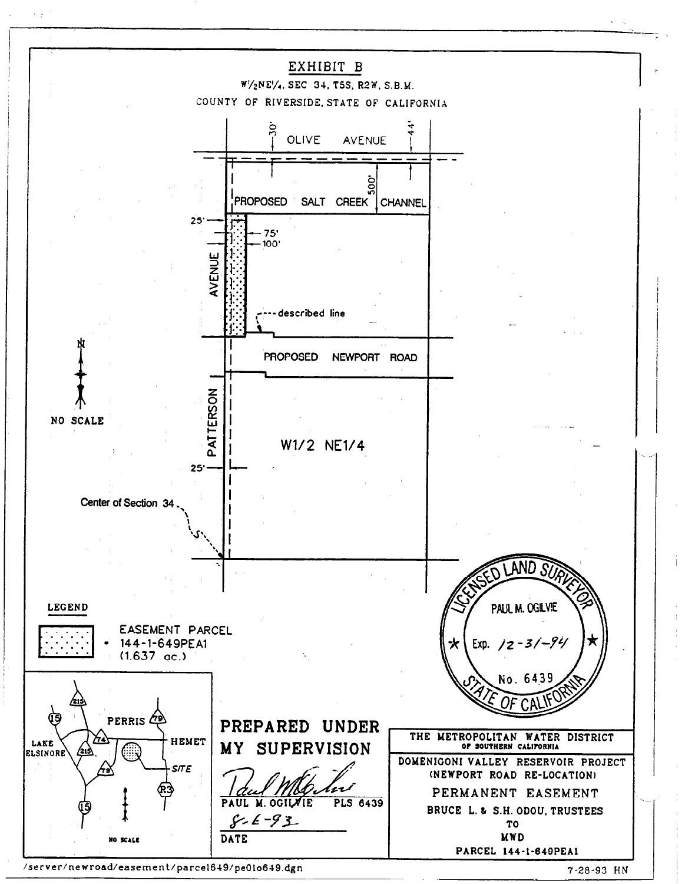# EXHIBIT B

W½NE¼, SEC 34, T5S, R2W, S.B.M.

COUNTY OF RIVERSIDE, STATE OF CALIFORNIA

OLIVE AVENUE

30'

44'

500'

PROPOSED SALT CREEK CHANNEL

25'

75'

100'

AVENUE

described line

PROPOSED NEWPORT ROAD

PATTERSON

W1/2 NE1/4

25'

Center of Section 34

N

NO SCALE

**LEGEND**

EASEMENT PARCEL
- 144-1-649PEA1
(1.637 ac.)

LAKE ELSINORE — PERRIS — HEMET — SITE — 15 — 215 — 74 — 79 — R3

NO SCALE

LICENSED LAND SURVEYOR
PAUL M. OGILVIE
Exp. 12-31-94
No. 6439
STATE OF CALIFORNIA

**PREPARED UNDER MY SUPERVISION**

PAUL M. OGILVIE PLS 6439

8-6-93

DATE

**THE METROPOLITAN WATER DISTRICT OF SOUTHERN CALIFORNIA**

DOMENIGONI VALLEY RESERVOIR PROJECT
(NEWPORT ROAD RE-LOCATION)

PERMANENT EASEMENT

BRUCE L. & S.H. ODOU, TRUSTEES
TO
MWD

PARCEL 144-1-649PEA1

/server/newroad/easement/parcel649/pe01o649.dgn

7-28-93 HN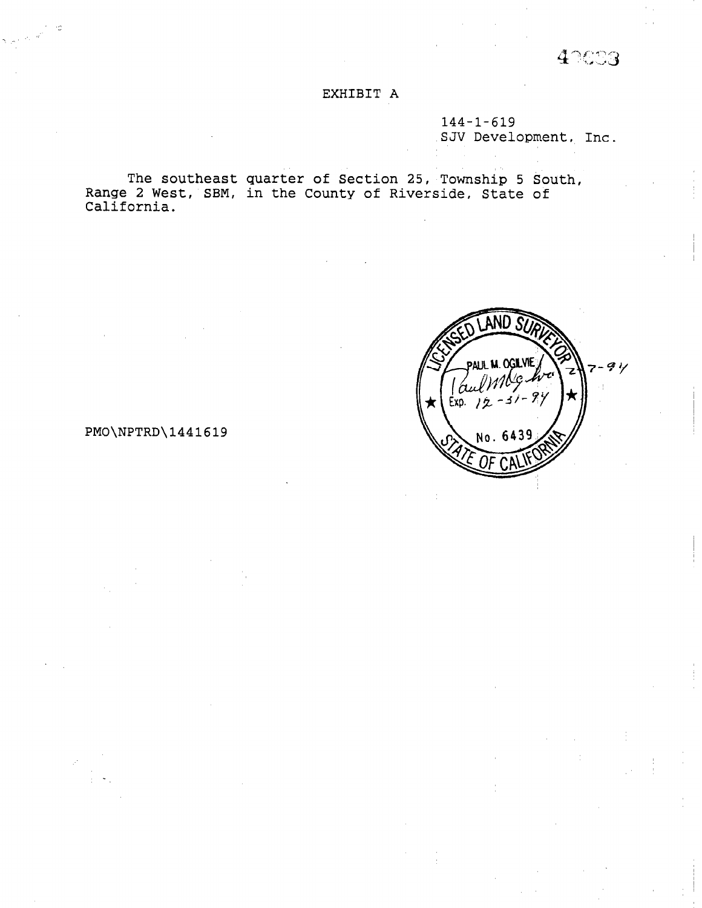# EXHIBIT A

144-1-619
SJV Development, Inc.

The southeast quarter of Section 25, Township 5 South, Range 2 West, SBM, in the County of Riverside, State of California.

LICENSED LAND SURVEYOR
PAUL M. OGILVIE
Exp. 12-31-94
No. 6439
STATE OF CALIFORNIA
2-7-94

PMO\NPTRD\1441619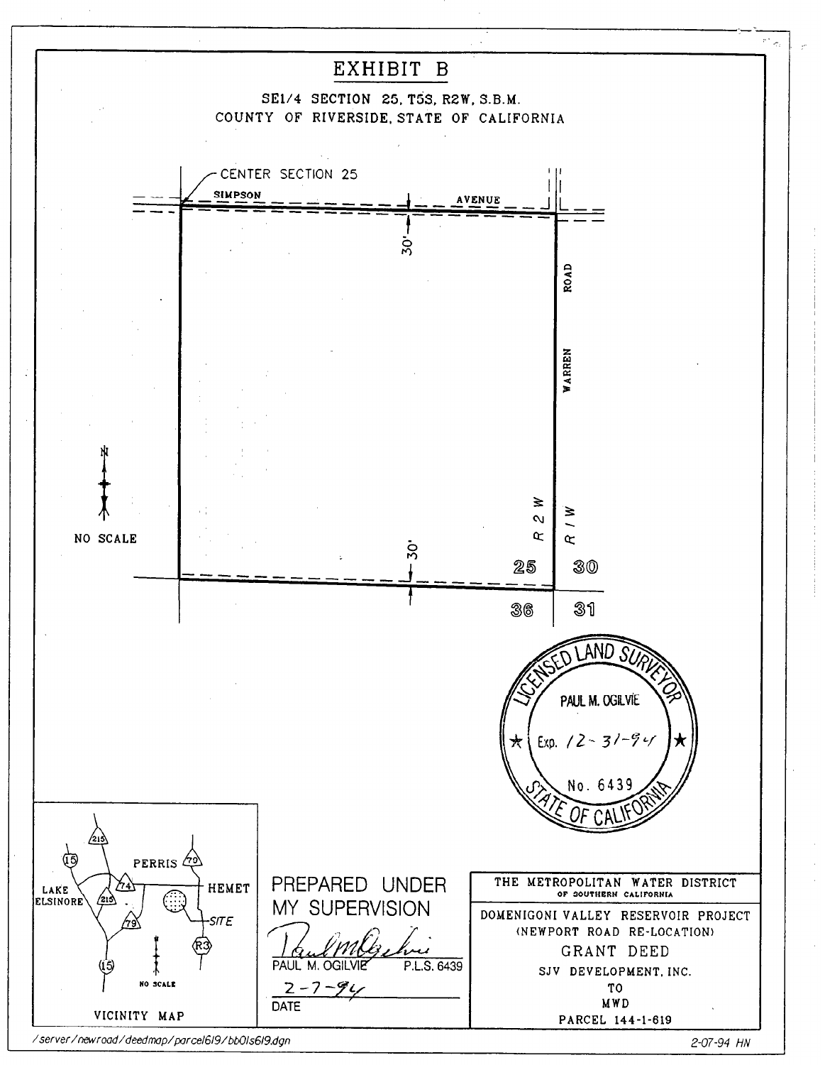# EXHIBIT B

SE1/4 SECTION 25, T5S, R2W, S.B.M.
COUNTY OF RIVERSIDE, STATE OF CALIFORNIA

CENTER SECTION 25

SIMPSON AVENUE

30'

WARREN ROAD

R 2 W

R 1 W

30'

25

30

36

31

NO SCALE

LICENSED LAND SURVEYOR
PAUL M. OGILVIE
Exp. 12-31-94
No. 6439
STATE OF CALIFORNIA

VICINITY MAP

215
15
PERRIS
79
LAKE ELSINORE
74
HEMET
215
SITE
79
R3
15
NO SCALE

PREPARED UNDER MY SUPERVISION

PAUL M. OGILVIE P.L.S. 6439

2-7-94

DATE

THE METROPOLITAN WATER DISTRICT OF SOUTHERN CALIFORNIA

DOMENIGONI VALLEY RESERVOIR PROJECT
(NEWPORT ROAD RE-LOCATION)
GRANT DEED
SJV DEVELOPMENT, INC.
TO
MWD
PARCEL 144-1-619

/server/newroad/deedmap/parcel619/bb01s619.dgn

2-07-94 HN